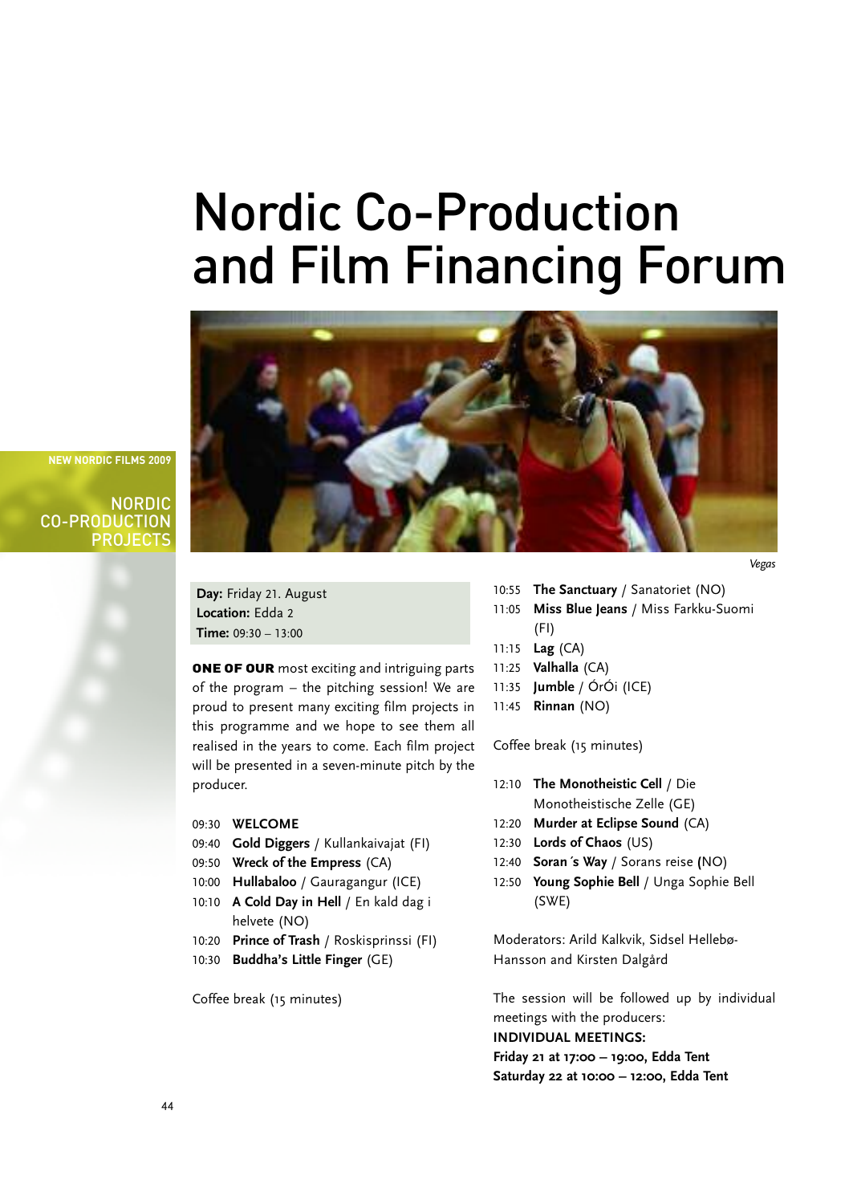# Nordic Co-Production and Film Financing Forum

NEW NORDIC FILMS 2009

NORDIC CO-PRODUCTION PROJECTS

*Vegas*

**Day:** Friday 21. August
**Location:** Edda 2
**Time:** 09:30 – 13:00

**ONE OF OUR** most exciting and intriguing parts of the program – the pitching session! We are proud to present many exciting film projects in this programme and we hope to see them all realised in the years to come. Each film project will be presented in a seven-minute pitch by the producer.

09:30 **WELCOME**
09:40 **Gold Diggers** / Kullankaivajat (FI)
09:50 **Wreck of the Empress** (CA)
10:00 **Hullabaloo** / Gauragangur (ICE)
10:10 **A Cold Day in Hell** / En kald dag i helvete (NO)
10:20 **Prince of Trash** / Roskisprinssi (FI)
10:30 **Buddha's Little Finger** (GE)

Coffee break (15 minutes)

10:55 **The Sanctuary** / Sanatoriet (NO)
11:05 **Miss Blue Jeans** / Miss Farkku-Suomi (FI)
11:15 **Lag** (CA)
11:25 **Valhalla** (CA)
11:35 **Jumble** / ÓrÓi (ICE)
11:45 **Rinnan** (NO)

Coffee break (15 minutes)

12:10 **The Monotheistic Cell** / Die Monotheistische Zelle (GE)
12:20 **Murder at Eclipse Sound** (CA)
12:30 **Lords of Chaos** (US)
12:40 **Soran´s Way** / Sorans reise **(**NO)
12:50 **Young Sophie Bell** / Unga Sophie Bell (SWE)

Moderators: Arild Kalkvik, Sidsel Hellebø-Hansson and Kirsten Dalgård

The session will be followed up by individual meetings with the producers:

**INDIVIDUAL MEETINGS:**
**Friday 21 at 17:00 – 19:00, Edda Tent**
**Saturday 22 at 10:00 – 12:00, Edda Tent**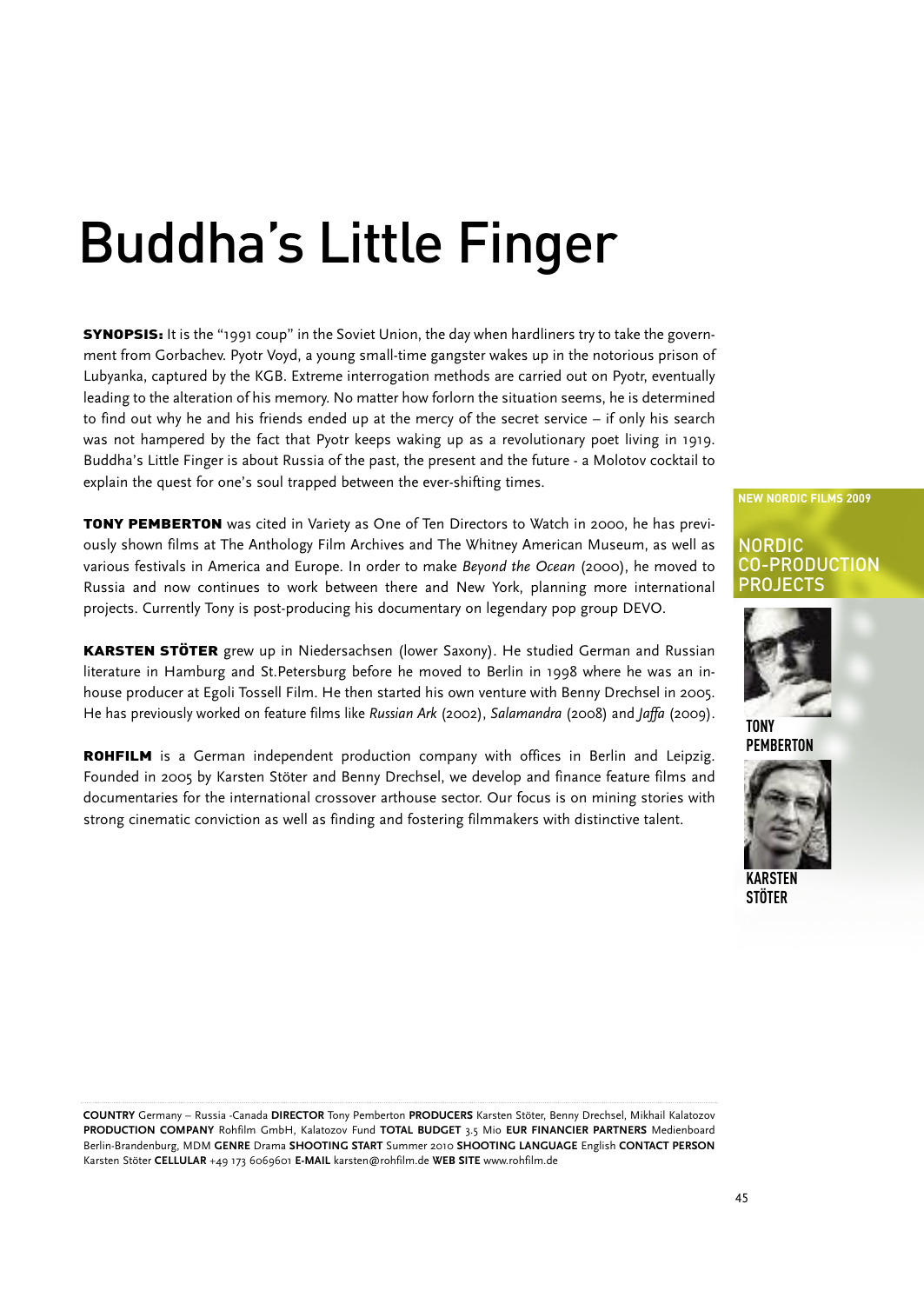# Buddha's Little Finger

**SYNOPSIS:** It is the "1991 coup" in the Soviet Union, the day when hardliners try to take the government from Gorbachev. Pyotr Voyd, a young small-time gangster wakes up in the notorious prison of Lubyanka, captured by the KGB. Extreme interrogation methods are carried out on Pyotr, eventually leading to the alteration of his memory. No matter how forlorn the situation seems, he is determined to find out why he and his friends ended up at the mercy of the secret service – if only his search was not hampered by the fact that Pyotr keeps waking up as a revolutionary poet living in 1919. Buddha's Little Finger is about Russia of the past, the present and the future - a Molotov cocktail to explain the quest for one's soul trapped between the ever-shifting times.

**TONY PEMBERTON** was cited in Variety as One of Ten Directors to Watch in 2000, he has previously shown films at The Anthology Film Archives and The Whitney American Museum, as well as various festivals in America and Europe. In order to make *Beyond the Ocean* (2000), he moved to Russia and now continues to work between there and New York, planning more international projects. Currently Tony is post-producing his documentary on legendary pop group DEVO.

**KARSTEN STÖTER** grew up in Niedersachsen (lower Saxony). He studied German and Russian literature in Hamburg and St.Petersburg before he moved to Berlin in 1998 where he was an in-house producer at Egoli Tossell Film. He then started his own venture with Benny Drechsel in 2005. He has previously worked on feature films like *Russian Ark* (2002), *Salamandra* (2008) and *Jaffa* (2009).

**ROHFILM** is a German independent production company with offices in Berlin and Leipzig. Founded in 2005 by Karsten Stöter and Benny Drechsel, we develop and finance feature films and documentaries for the international crossover arthouse sector. Our focus is on mining stories with strong cinematic conviction as well as finding and fostering filmmakers with distinctive talent.

**NEW NORDIC FILMS 2009**

NORDIC CO-PRODUCTION PROJECTS

TONY PEMBERTON

KARSTEN STÖTER

**COUNTRY** Germany – Russia -Canada **DIRECTOR** Tony Pemberton **PRODUCERS** Karsten Stöter, Benny Drechsel, Mikhail Kalatozov **PRODUCTION COMPANY** Rohfilm GmbH, Kalatozov Fund **TOTAL BUDGET** 3.5 Mio **EUR FINANCIER PARTNERS** Medienboard Berlin-Brandenburg, MDM **GENRE** Drama **SHOOTING START** Summer 2010 **SHOOTING LANGUAGE** English **CONTACT PERSON** Karsten Stöter **CELLULAR** +49 173 6069601 **E-MAIL** karsten@rohfilm.de **WEB SITE** www.rohfilm.de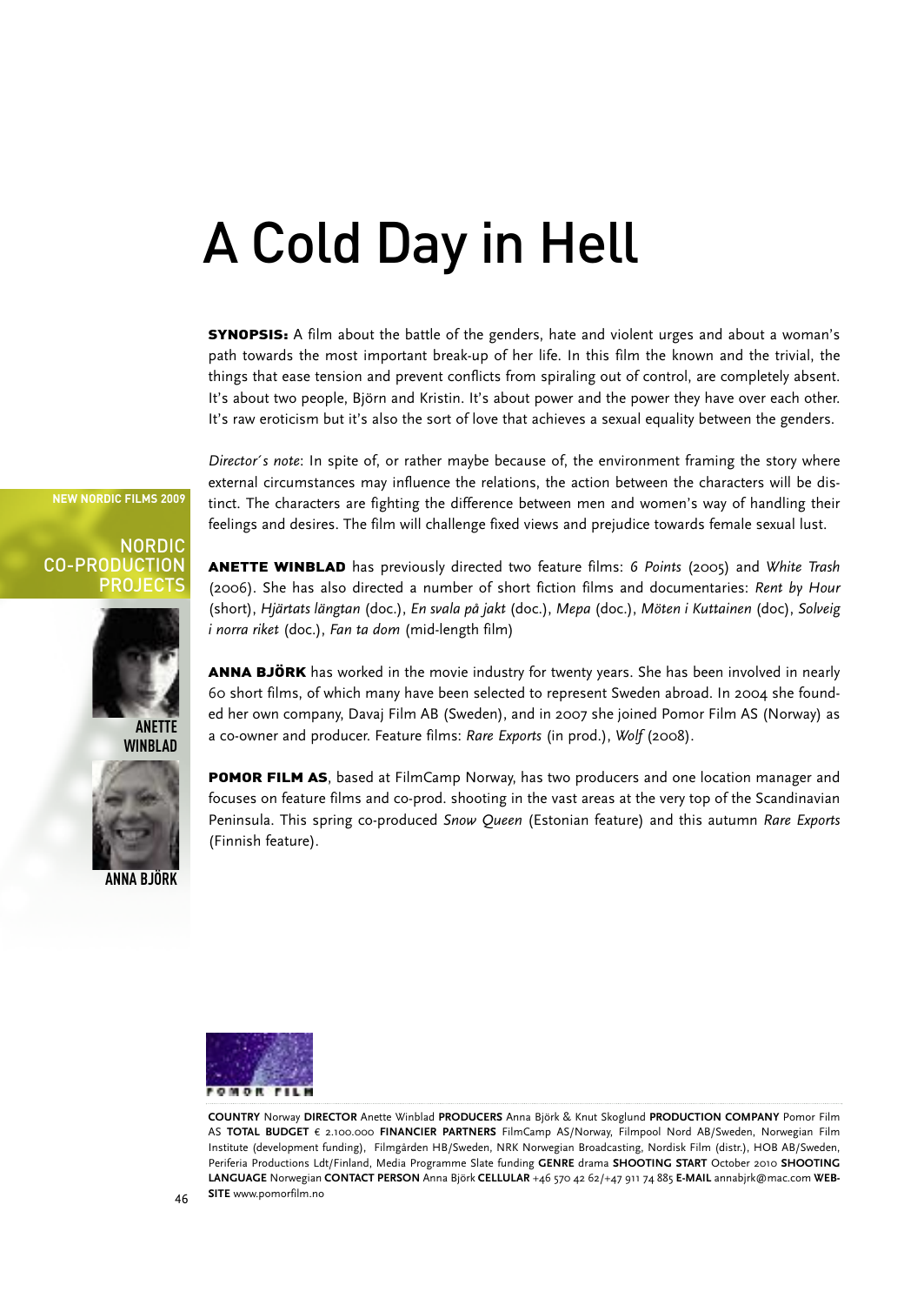# A Cold Day in Hell

**SYNOPSIS:** A film about the battle of the genders, hate and violent urges and about a woman's path towards the most important break-up of her life. In this film the known and the trivial, the things that ease tension and prevent conflicts from spiraling out of control, are completely absent. It's about two people, Björn and Kristin. It's about power and the power they have over each other. It's raw eroticism but it's also the sort of love that achieves a sexual equality between the genders.

*Director´s note*: In spite of, or rather maybe because of, the environment framing the story where external circumstances may influence the relations, the action between the characters will be distinct. The characters are fighting the difference between men and women's way of handling their feelings and desires. The film will challenge fixed views and prejudice towards female sexual lust.

NEW NORDIC FILMS 2009

NORDIC CO-PRODUCTION PROJECTS

ANETTE WINBLAD

ANNA BJÖRK

**ANETTE WINBLAD** has previously directed two feature films: *6 Points* (2005) and *White Trash* (2006). She has also directed a number of short fiction films and documentaries: *Rent by Hour* (short), *Hjärtats längtan* (doc.), *En svala på jakt* (doc.), *Mepa* (doc.), *Möten i Kuttainen* (doc), *Solveig i norra riket* (doc.), *Fan ta dom* (mid-length film)

**ANNA BJÖRK** has worked in the movie industry for twenty years. She has been involved in nearly 60 short films, of which many have been selected to represent Sweden abroad. In 2004 she founded her own company, Davaj Film AB (Sweden), and in 2007 she joined Pomor Film AS (Norway) as a co-owner and producer. Feature films: *Rare Exports* (in prod.), *Wolf* (2008).

**POMOR FILM AS**, based at FilmCamp Norway, has two producers and one location manager and focuses on feature films and co-prod. shooting in the vast areas at the very top of the Scandinavian Peninsula. This spring co-produced *Snow Queen* (Estonian feature) and this autumn *Rare Exports* (Finnish feature).

POMOR FILM

**COUNTRY** Norway **DIRECTOR** Anette Winblad **PRODUCERS** Anna Björk & Knut Skoglund **PRODUCTION COMPANY** Pomor Film AS **TOTAL BUDGET** € 2.100.000 **FINANCIER PARTNERS** FilmCamp AS/Norway, Filmpool Nord AB/Sweden, Norwegian Film Institute (development funding), Filmgården HB/Sweden, NRK Norwegian Broadcasting, Nordisk Film (distr.), HOB AB/Sweden, Periferia Productions Ldt/Finland, Media Programme Slate funding **GENRE** drama **SHOOTING START** October 2010 **SHOOTING LANGUAGE** Norwegian **CONTACT PERSON** Anna Björk **CELLULAR** +46 570 42 62/+47 911 74 885 **E-MAIL** annabjrk@mac.com **WEBSITE** www.pomorfilm.no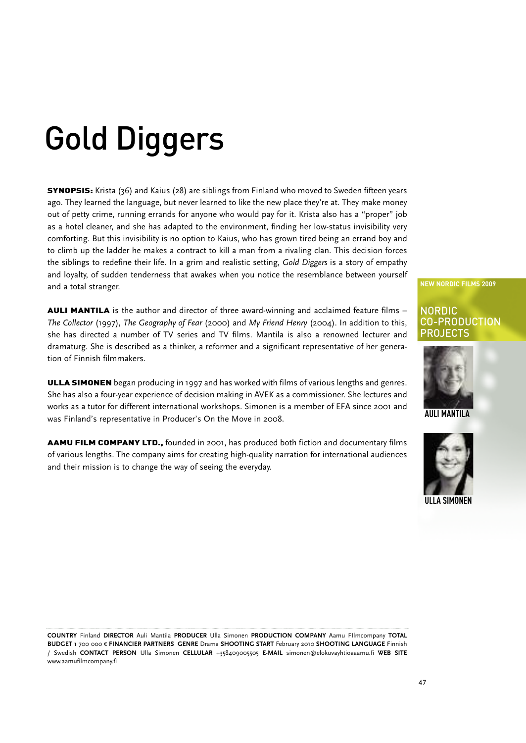# Gold Diggers

**SYNOPSIS:** Krista (36) and Kaius (28) are siblings from Finland who moved to Sweden fifteen years ago. They learned the language, but never learned to like the new place they're at. They make money out of petty crime, running errands for anyone who would pay for it. Krista also has a "proper" job as a hotel cleaner, and she has adapted to the environment, finding her low-status invisibility very comforting. But this invisibility is no option to Kaius, who has grown tired being an errand boy and to climb up the ladder he makes a contract to kill a man from a rivaling clan. This decision forces the siblings to redefine their life. In a grim and realistic setting, *Gold Diggers* is a story of empathy and loyalty, of sudden tenderness that awakes when you notice the resemblance between yourself and a total stranger.

**AULI MANTILA** is the author and director of three award-winning and acclaimed feature films – *The Collector* (1997), *The Geography of Fear* (2000) and *My Friend Henry* (2004). In addition to this, she has directed a number of TV series and TV films. Mantila is also a renowned lecturer and dramaturg. She is described as a thinker, a reformer and a significant representative of her generation of Finnish filmmakers.

**ULLA SIMONEN** began producing in 1997 and has worked with films of various lengths and genres. She has also a four-year experience of decision making in AVEK as a commissioner. She lectures and works as a tutor for different international workshops. Simonen is a member of EFA since 2001 and was Finland's representative in Producer's On the Move in 2008.

**AAMU FILM COMPANY LTD.,** founded in 2001, has produced both fiction and documentary films of various lengths. The company aims for creating high-quality narration for international audiences and their mission is to change the way of seeing the everyday.

NEW NORDIC FILMS 2009

NORDIC CO-PRODUCTION PROJECTS

AULI MANTILA

ULLA SIMONEN

**COUNTRY** Finland **DIRECTOR** Auli Mantila **PRODUCER** Ulla Simonen **PRODUCTION COMPANY** Aamu FIlmcompany **TOTAL BUDGET** 1 700 000 € **FINANCIER PARTNERS GENRE** Drama **SHOOTING START** February 2010 **SHOOTING LANGUAGE** Finnish / Swedish **CONTACT PERSON** Ulla Simonen **CELLULAR** +358409005505 **E-MAIL** simonen@elokuvayhtioaaamu.fi **WEB SITE** www.aamufilmcompany.fi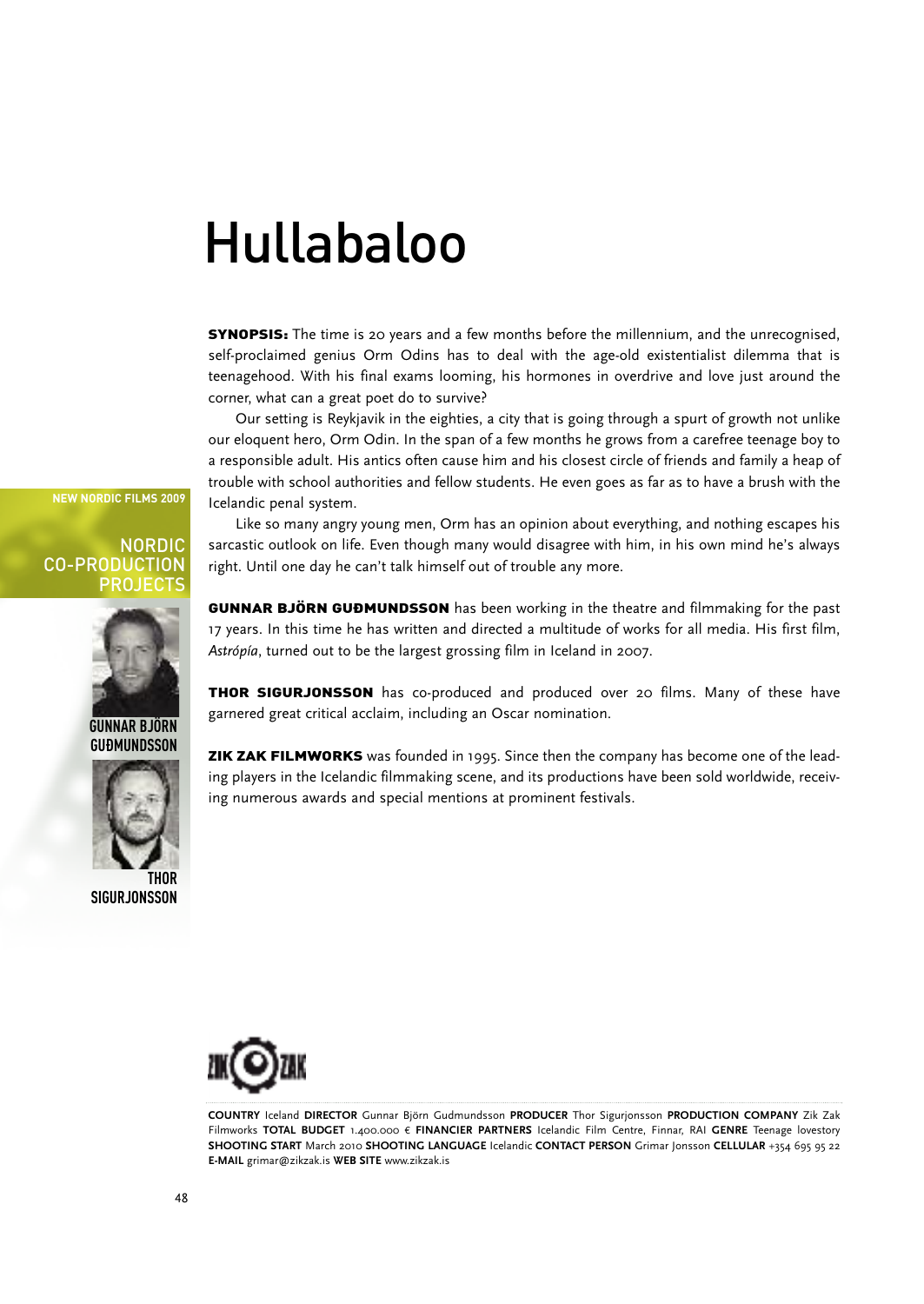# Hullabaloo

NEW NORDIC FILMS 2009

NORDIC CO-PRODUCTION PROJECTS

GUNNAR BJÖRN GUÐMUNDSSON

THOR SIGURJONSSON

**SYNOPSIS:** The time is 20 years and a few months before the millennium, and the unrecognised, self-proclaimed genius Orm Odins has to deal with the age-old existentialist dilemma that is teenagehood. With his final exams looming, his hormones in overdrive and love just around the corner, what can a great poet do to survive?

Our setting is Reykjavik in the eighties, a city that is going through a spurt of growth not unlike our eloquent hero, Orm Odin. In the span of a few months he grows from a carefree teenage boy to a responsible adult. His antics often cause him and his closest circle of friends and family a heap of trouble with school authorities and fellow students. He even goes as far as to have a brush with the Icelandic penal system.

Like so many angry young men, Orm has an opinion about everything, and nothing escapes his sarcastic outlook on life. Even though many would disagree with him, in his own mind he's always right. Until one day he can't talk himself out of trouble any more.

**GUNNAR BJÖRN GUÐMUNDSSON** has been working in the theatre and filmmaking for the past 17 years. In this time he has written and directed a multitude of works for all media. His first film, *Astrópía*, turned out to be the largest grossing film in Iceland in 2007.

**THOR SIGURJONSSON** has co-produced and produced over 20 films. Many of these have garnered great critical acclaim, including an Oscar nomination.

**ZIK ZAK FILMWORKS** was founded in 1995. Since then the company has become one of the leading players in the Icelandic filmmaking scene, and its productions have been sold worldwide, receiving numerous awards and special mentions at prominent festivals.

**COUNTRY** Iceland **DIRECTOR** Gunnar Björn Gudmundsson **PRODUCER** Thor Sigurjonsson **PRODUCTION COMPANY** Zik Zak Filmworks **TOTAL BUDGET** 1.400.000 € **FINANCIER PARTNERS** Icelandic Film Centre, Finnar, RAI **GENRE** Teenage lovestory **SHOOTING START** March 2010 **SHOOTING LANGUAGE** Icelandic **CONTACT PERSON** Grimar Jonsson **CELLULAR** +354 695 95 22 **E-MAIL** grimar@zikzak.is **WEB SITE** www.zikzak.is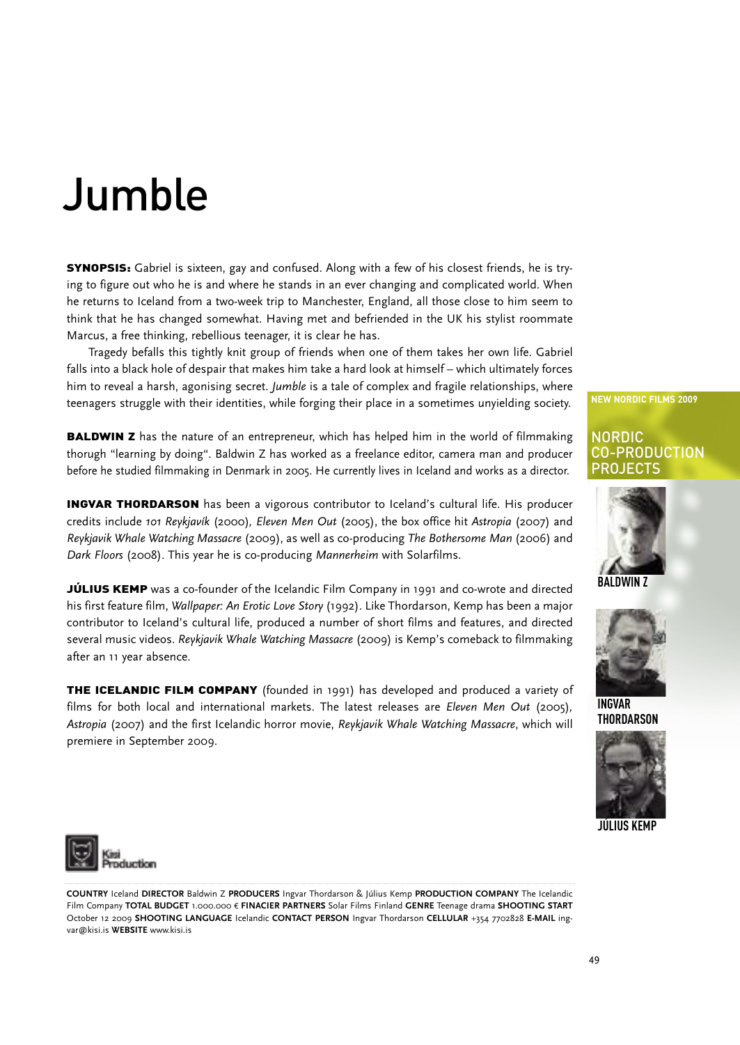# Jumble

**SYNOPSIS:** Gabriel is sixteen, gay and confused. Along with a few of his closest friends, he is trying to figure out who he is and where he stands in an ever changing and complicated world. When he returns to Iceland from a two-week trip to Manchester, England, all those close to him seem to think that he has changed somewhat. Having met and befriended in the UK his stylist roommate Marcus, a free thinking, rebellious teenager, it is clear he has.

Tragedy befalls this tightly knit group of friends when one of them takes her own life. Gabriel falls into a black hole of despair that makes him take a hard look at himself – which ultimately forces him to reveal a harsh, agonising secret. *Jumble* is a tale of complex and fragile relationships, where teenagers struggle with their identities, while forging their place in a sometimes unyielding society.

**BALDWIN Z** has the nature of an entrepreneur, which has helped him in the world of filmmaking thorugh "learning by doing". Baldwin Z has worked as a freelance editor, camera man and producer before he studied filmmaking in Denmark in 2005. He currently lives in Iceland and works as a director.

**INGVAR THORDARSON** has been a vigorous contributor to Iceland's cultural life. His producer credits include *101 Reykjavík* (2000), *Eleven Men Out* (2005), the box office hit *Astropia* (2007) and *Reykjavik Whale Watching Massacre* (2009), as well as co-producing *The Bothersome Man* (2006) and *Dark Floors* (2008). This year he is co-producing *Mannerheim* with Solarfilms.

**JÚLIUS KEMP** was a co-founder of the Icelandic Film Company in 1991 and co-wrote and directed his first feature film, *Wallpaper: An Erotic Love Story* (1992). Like Thordarson, Kemp has been a major contributor to Iceland's cultural life, produced a number of short films and features, and directed several music videos. *Reykjavik Whale Watching Massacre* (2009) is Kemp's comeback to filmmaking after an 11 year absence.

**THE ICELANDIC FILM COMPANY** (founded in 1991) has developed and produced a variety of films for both local and international markets. The latest releases are *Eleven Men Out* (2005), *Astropia* (2007) and the first Icelandic horror movie, *Reykjavik Whale Watching Massacre*, which will premiere in September 2009.

NEW NORDIC FILMS 2009

NORDIC CO-PRODUCTION PROJECTS

BALDWIN Z

INGVAR THORDARSON

JÚLIUS KEMP

Kisi Production

**COUNTRY** Iceland **DIRECTOR** Baldwin Z **PRODUCERS** Ingvar Thordarson & Július Kemp **PRODUCTION COMPANY** The Icelandic Film Company **TOTAL BUDGET** 1.000.000 € **FINACIER PARTNERS** Solar Films Finland **GENRE** Teenage drama **SHOOTING START** October 12 2009 **SHOOTING LANGUAGE** Icelandic **CONTACT PERSON** Ingvar Thordarson **CELLULAR** +354 7702828 **E-MAIL** ingvar@kisi.is **WEBSITE** www.kisi.is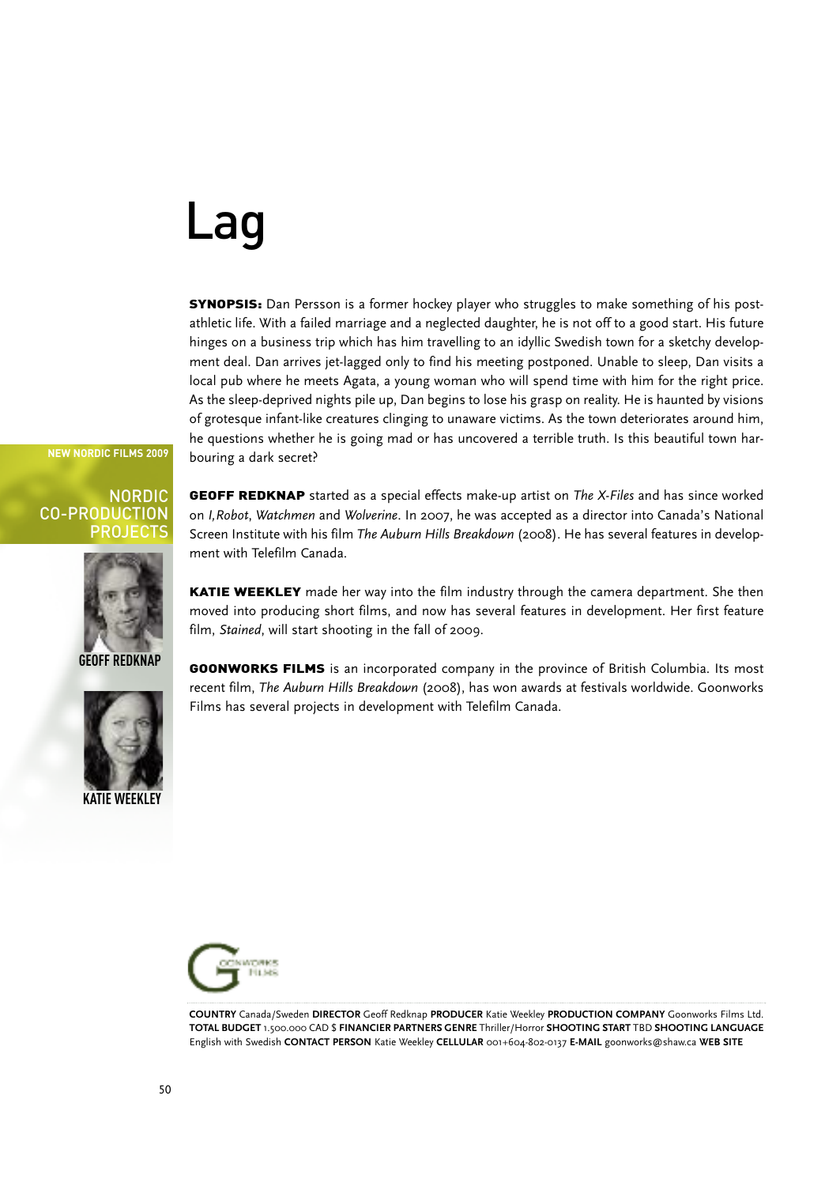# Lag

**SYNOPSIS:** Dan Persson is a former hockey player who struggles to make something of his post-athletic life. With a failed marriage and a neglected daughter, he is not off to a good start. His future hinges on a business trip which has him travelling to an idyllic Swedish town for a sketchy development deal. Dan arrives jet-lagged only to find his meeting postponed. Unable to sleep, Dan visits a local pub where he meets Agata, a young woman who will spend time with him for the right price. As the sleep-deprived nights pile up, Dan begins to lose his grasp on reality. He is haunted by visions of grotesque infant-like creatures clinging to unaware victims. As the town deteriorates around him, he questions whether he is going mad or has uncovered a terrible truth. Is this beautiful town harbouring a dark secret?

NEW NORDIC FILMS 2009

NORDIC CO-PRODUCTION PROJECTS

GEOFF REDKNAP

KATIE WEEKLEY

**GEOFF REDKNAP** started as a special effects make-up artist on *The X-Files* and has since worked on *I, Robot*, *Watchmen* and *Wolverine*. In 2007, he was accepted as a director into Canada's National Screen Institute with his film *The Auburn Hills Breakdown* (2008). He has several features in development with Telefilm Canada.

**KATIE WEEKLEY** made her way into the film industry through the camera department. She then moved into producing short films, and now has several features in development. Her first feature film, *Stained*, will start shooting in the fall of 2009.

**GOONWORKS FILMS** is an incorporated company in the province of British Columbia. Its most recent film, *The Auburn Hills Breakdown* (2008), has won awards at festivals worldwide. Goonworks Films has several projects in development with Telefilm Canada.

**COUNTRY** Canada/Sweden **DIRECTOR** Geoff Redknap **PRODUCER** Katie Weekley **PRODUCTION COMPANY** Goonworks Films Ltd. **TOTAL BUDGET** 1.500.000 CAD $ **FINANCIER PARTNERS GENRE** Thriller/Horror **SHOOTING START** TBD **SHOOTING LANGUAGE** English with Swedish **CONTACT PERSON** Katie Weekley **CELLULAR** 001+604-802-0137 **E-MAIL** goonworks@shaw.ca **WEB SITE**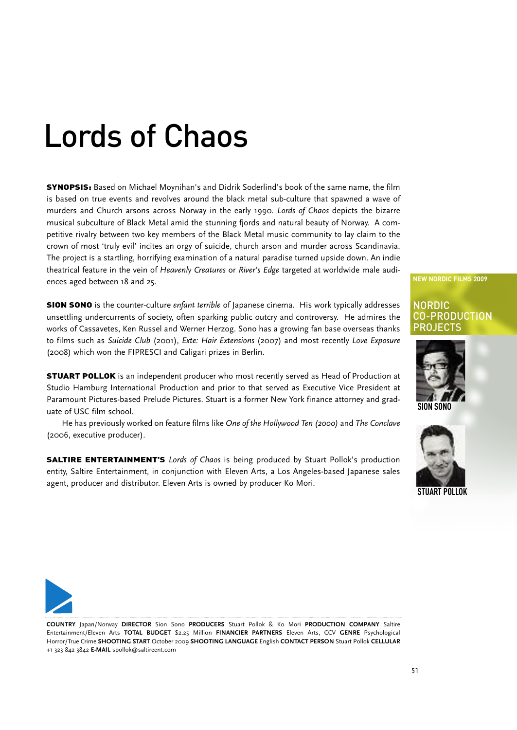# Lords of Chaos

**SYNOPSIS:** Based on Michael Moynihan's and Didrik Soderlind's book of the same name, the film is based on true events and revolves around the black metal sub-culture that spawned a wave of murders and Church arsons across Norway in the early 1990. *Lords of Chaos* depicts the bizarre musical subculture of Black Metal amid the stunning fjords and natural beauty of Norway. A competitive rivalry between two key members of the Black Metal music community to lay claim to the crown of most 'truly evil' incites an orgy of suicide, church arson and murder across Scandinavia. The project is a startling, horrifying examination of a natural paradise turned upside down. An indie theatrical feature in the vein of *Heavenly Creatures* or *River's Edge* targeted at worldwide male audiences aged between 18 and 25.

**SION SONO** is the counter-culture *enfant terrible* of Japanese cinema. His work typically addresses unsettling undercurrents of society, often sparking public outcry and controversy. He admires the works of Cassavetes, Ken Russel and Werner Herzog. Sono has a growing fan base overseas thanks to films such as *Suicide Club* (2001), *Exte: Hair Extensions* (2007) and most recently *Love Exposure* (2008) which won the FIPRESCI and Caligari prizes in Berlin.

**STUART POLLOK** is an independent producer who most recently served as Head of Production at Studio Hamburg International Production and prior to that served as Executive Vice President at Paramount Pictures-based Prelude Pictures. Stuart is a former New York finance attorney and graduate of USC film school.

He has previously worked on feature films like *One of the Hollywood Ten (2000)* and *The Conclave* (2006, executive producer).

**SALTIRE ENTERTAINMENT'S** *Lords of Chaos* is being produced by Stuart Pollok's production entity, Saltire Entertainment, in conjunction with Eleven Arts, a Los Angeles-based Japanese sales agent, producer and distributor. Eleven Arts is owned by producer Ko Mori.

NEW NORDIC FILMS 2009

NORDIC CO-PRODUCTION PROJECTS

SION SONO

STUART POLLOK

**COUNTRY** Japan/Norway **DIRECTOR** Sion Sono **PRODUCERS** Stuart Pollok & Ko Mori **PRODUCTION COMPANY** Saltire Entertainment/Eleven Arts **TOTAL BUDGET** $2.25 Million **FINANCIER PARTNERS** Eleven Arts, CCV **GENRE** Psychological Horror/True Crime **SHOOTING START** October 2009 **SHOOTING LANGUAGE** English **CONTACT PERSON** Stuart Pollok **CELLULAR** +1 323 842 3842 **E-MAIL** spollok@saltireent.com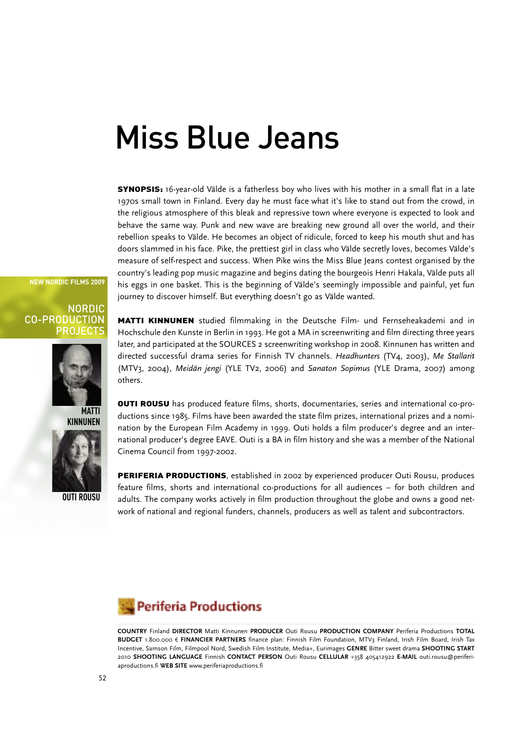# Miss Blue Jeans

NEW NORDIC FILMS 2009

NORDIC CO-PRODUCTION PROJECTS

MATTI KINNUNEN

OUTI ROUSU

**SYNOPSIS:** 16-year-old Välde is a fatherless boy who lives with his mother in a small flat in a late 1970s small town in Finland. Every day he must face what it's like to stand out from the crowd, in the religious atmosphere of this bleak and repressive town where everyone is expected to look and behave the same way. Punk and new wave are breaking new ground all over the world, and their rebellion speaks to Välde. He becomes an object of ridicule, forced to keep his mouth shut and has doors slammed in his face. Pike, the prettiest girl in class who Välde secretly loves, becomes Välde's measure of self-respect and success. When Pike wins the Miss Blue Jeans contest organised by the country's leading pop music magazine and begins dating the bourgeois Henri Hakala, Välde puts all his eggs in one basket. This is the beginning of Välde's seemingly impossible and painful, yet fun journey to discover himself. But everything doesn't go as Välde wanted.

**MATTI KINNUNEN** studied filmmaking in the Deutsche Film- und Fernseheakademi and in Hochschule den Kunste in Berlin in 1993. He got a MA in screenwriting and film directing three years later, and participated at the SOURCES 2 screenwriting workshop in 2008. Kinnunen has written and directed successful drama series for Finnish TV channels. *Headhunters* (TV4, 2003), *Me Stallarit* (MTV3, 2004), *Meidän jengi* (YLE TV2, 2006) and *Sanaton Sopimus* (YLE Drama, 2007) among others.

**OUTI ROUSU** has produced feature films, shorts, documentaries, series and international co-productions since 1985. Films have been awarded the state film prizes, international prizes and a nomination by the European Film Academy in 1999. Outi holds a film producer's degree and an international producer's degree EAVE. Outi is a BA in film history and she was a member of the National Cinema Council from 1997-2002.

**PERIFERIA PRODUCTIONS**, established in 2002 by experienced producer Outi Rousu, produces feature films, shorts and international co-productions for all audiences – for both children and adults. The company works actively in film production throughout the globe and owns a good network of national and regional funders, channels, producers as well as talent and subcontractors.

Periferia Productions

**COUNTRY** Finland **DIRECTOR** Matti Kinnunen **PRODUCER** Outi Rousu **PRODUCTION COMPANY** Periferia Productions **TOTAL BUDGET** 1.800.000 € **FINANCIER PARTNERS** finance plan: Finnish Film Foundation, MTV3 Finland, Irish Film Board, Irish Tax Incentive, Samson Film, Filmpool Nord, Swedish Film Institute, Media+, Eurimages **GENRE** Bitter sweet drama **SHOOTING START** 2010 **SHOOTING LANGUAGE** Finnish **CONTACT PERSON** Outi Rousu **CELLULAR** +358 405412922 **E-MAIL** outi.rousu@periferiaproductions.fi **WEB SITE** www.periferiaproductions.fi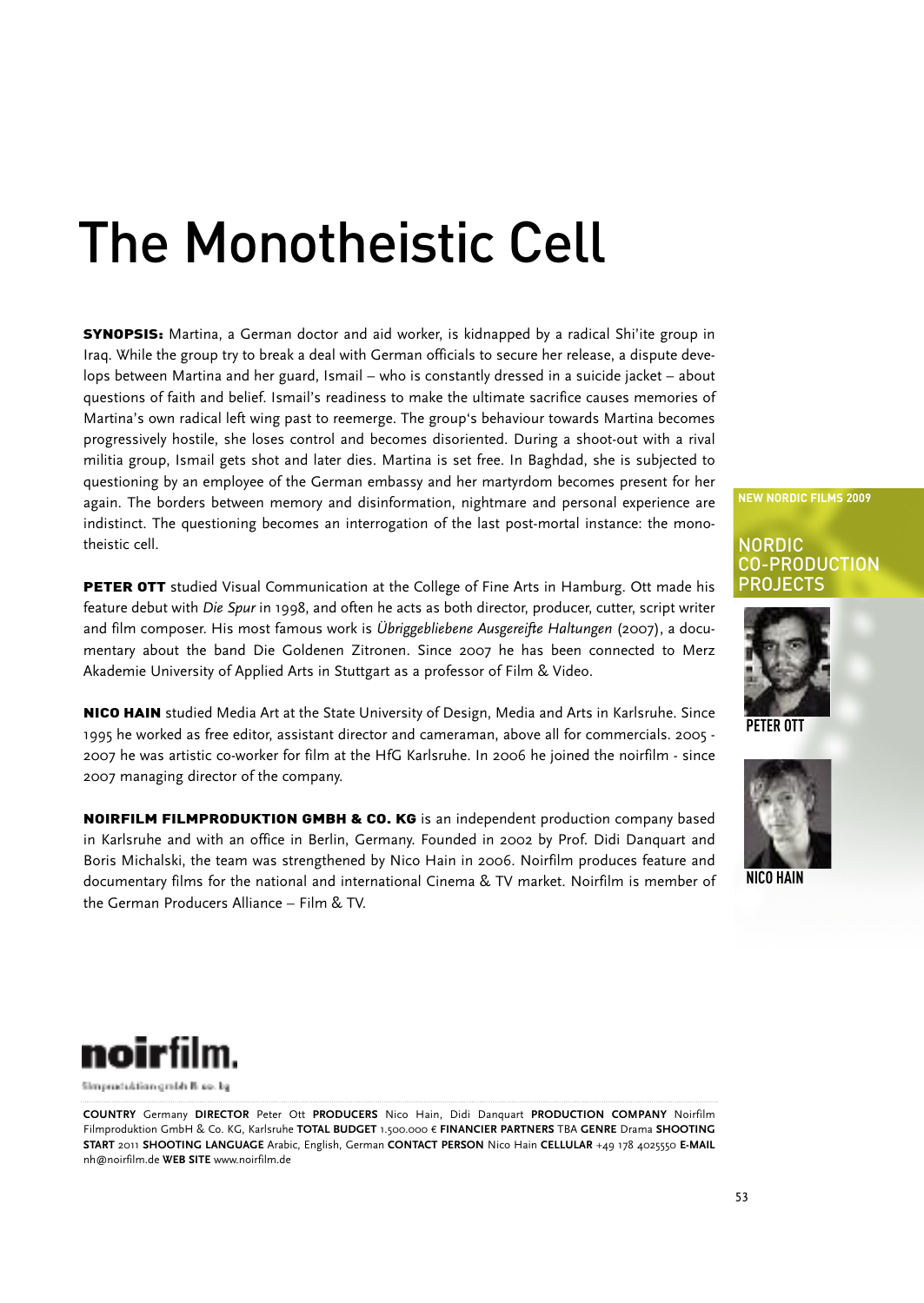# The Monotheistic Cell

**SYNOPSIS:** Martina, a German doctor and aid worker, is kidnapped by a radical Shi'ite group in Iraq. While the group try to break a deal with German officials to secure her release, a dispute develops between Martina and her guard, Ismail – who is constantly dressed in a suicide jacket – about questions of faith and belief. Ismail's readiness to make the ultimate sacrifice causes memories of Martina's own radical left wing past to reemerge. The group's behaviour towards Martina becomes progressively hostile, she loses control and becomes disoriented. During a shoot-out with a rival militia group, Ismail gets shot and later dies. Martina is set free. In Baghdad, she is subjected to questioning by an employee of the German embassy and her martyrdom becomes present for her again. The borders between memory and disinformation, nightmare and personal experience are indistinct. The questioning becomes an interrogation of the last post-mortal instance: the monotheistic cell.

**PETER OTT** studied Visual Communication at the College of Fine Arts in Hamburg. Ott made his feature debut with *Die Spur* in 1998, and often he acts as both director, producer, cutter, script writer and film composer. His most famous work is *Übriggebliebene Ausgereifte Haltungen* (2007), a documentary about the band Die Goldenen Zitronen. Since 2007 he has been connected to Merz Akademie University of Applied Arts in Stuttgart as a professor of Film & Video.

**NICO HAIN** studied Media Art at the State University of Design, Media and Arts in Karlsruhe. Since 1995 he worked as free editor, assistant director and cameraman, above all for commercials. 2005 - 2007 he was artistic co-worker for film at the HfG Karlsruhe. In 2006 he joined the noirfilm - since 2007 managing director of the company.

**NOIRFILM FILMPRODUKTION GMBH & CO. KG** is an independent production company based in Karlsruhe and with an office in Berlin, Germany. Founded in 2002 by Prof. Didi Danquart and Boris Michalski, the team was strengthened by Nico Hain in 2006. Noirfilm produces feature and documentary films for the national and international Cinema & TV market. Noirfilm is member of the German Producers Alliance – Film & TV.

NEW NORDIC FILMS 2009

NORDIC CO-PRODUCTION PROJECTS

PETER OTT

NICO HAIN

noirfilm.

filmproduktion gmbh & co. kg

**COUNTRY** Germany **DIRECTOR** Peter Ott **PRODUCERS** Nico Hain, Didi Danquart **PRODUCTION COMPANY** Noirfilm Filmproduktion GmbH & Co. KG, Karlsruhe **TOTAL BUDGET** 1.500.000 € **FINANCIER PARTNERS** TBA **GENRE** Drama **SHOOTING START** 2011 **SHOOTING LANGUAGE** Arabic, English, German **CONTACT PERSON** Nico Hain **CELLULAR** +49 178 4025550 **E-MAIL** nh@noirfilm.de **WEB SITE** www.noirfilm.de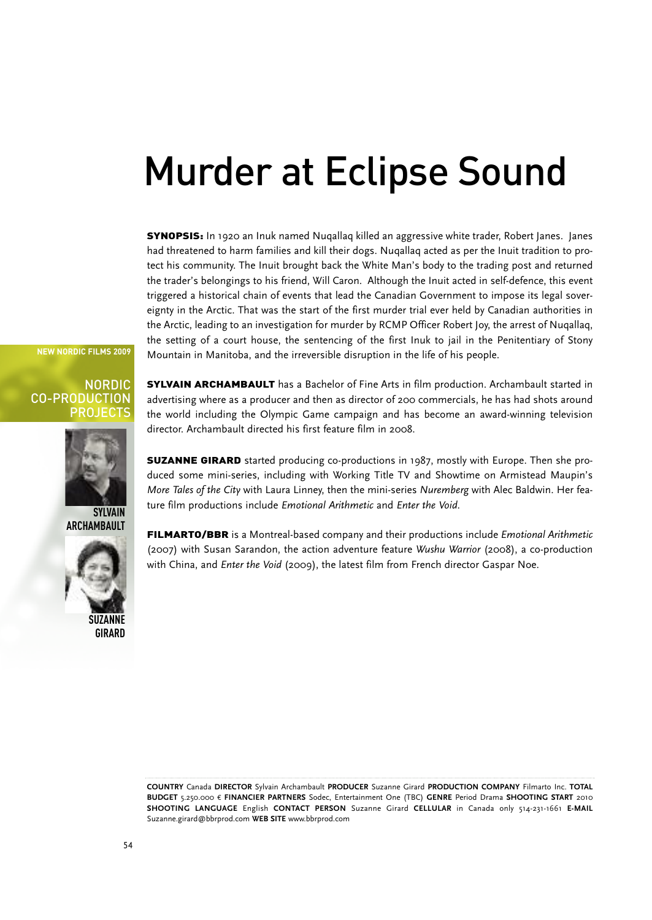# Murder at Eclipse Sound

**SYNOPSIS:** In 1920 an Inuk named Nuqallaq killed an aggressive white trader, Robert Janes. Janes had threatened to harm families and kill their dogs. Nuqallaq acted as per the Inuit tradition to protect his community. The Inuit brought back the White Man's body to the trading post and returned the trader's belongings to his friend, Will Caron. Although the Inuit acted in self-defence, this event triggered a historical chain of events that lead the Canadian Government to impose its legal sovereignty in the Arctic. That was the start of the first murder trial ever held by Canadian authorities in the Arctic, leading to an investigation for murder by RCMP Officer Robert Joy, the arrest of Nuqallaq, the setting of a court house, the sentencing of the first Inuk to jail in the Penitentiary of Stony Mountain in Manitoba, and the irreversible disruption in the life of his people.

NEW NORDIC FILMS 2009

NORDIC CO-PRODUCTION PROJECTS

SYLVAIN ARCHAMBAULT

SUZANNE GIRARD

**SYLVAIN ARCHAMBAULT** has a Bachelor of Fine Arts in film production. Archambault started in advertising where as a producer and then as director of 200 commercials, he has had shots around the world including the Olympic Game campaign and has become an award-winning television director. Archambault directed his first feature film in 2008.

**SUZANNE GIRARD** started producing co-productions in 1987, mostly with Europe. Then she produced some mini-series, including with Working Title TV and Showtime on Armistead Maupin's *More Tales of the City* with Laura Linney, then the mini-series *Nuremberg* with Alec Baldwin. Her feature film productions include *Emotional Arithmetic* and *Enter the Void*.

**FILMARTO/BBR** is a Montreal-based company and their productions include *Emotional Arithmetic* (2007) with Susan Sarandon, the action adventure feature *Wushu Warrior* (2008), a co-production with China, and *Enter the Void* (2009), the latest film from French director Gaspar Noe.

**COUNTRY** Canada **DIRECTOR** Sylvain Archambault **PRODUCER** Suzanne Girard **PRODUCTION COMPANY** Filmarto Inc. **TOTAL BUDGET** 5.250.000 € **FINANCIER PARTNERS** Sodec, Entertainment One (TBC) **GENRE** Period Drama **SHOOTING START** 2010 **SHOOTING LANGUAGE** English **CONTACT PERSON** Suzanne Girard **CELLULAR** in Canada only 514-231-1661 **E-MAIL** Suzanne.girard@bbrprod.com **WEB SITE** www.bbrprod.com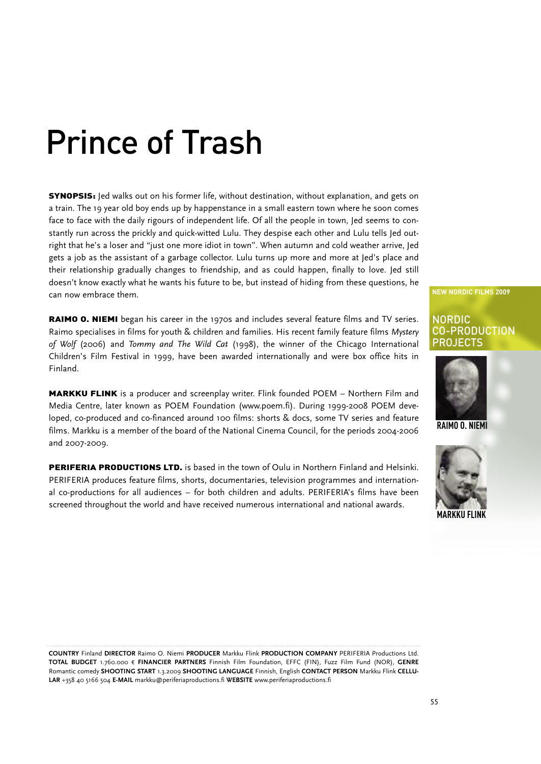# Prince of Trash

**SYNOPSIS:** Jed walks out on his former life, without destination, without explanation, and gets on a train. The 19 year old boy ends up by happenstance in a small eastern town where he soon comes face to face with the daily rigours of independent life. Of all the people in town, Jed seems to constantly run across the prickly and quick-witted Lulu. They despise each other and Lulu tells Jed outright that he's a loser and "just one more idiot in town". When autumn and cold weather arrive, Jed gets a job as the assistant of a garbage collector. Lulu turns up more and more at Jed's place and their relationship gradually changes to friendship, and as could happen, finally to love. Jed still doesn't know exactly what he wants his future to be, but instead of hiding from these questions, he can now embrace them.

**RAIMO O. NIEMI** began his career in the 1970s and includes several feature films and TV series. Raimo specialises in films for youth & children and families. His recent family feature films *Mystery of Wolf* (2006) and *Tommy and The Wild Cat* (1998), the winner of the Chicago International Children's Film Festival in 1999, have been awarded internationally and were box office hits in Finland.

**MARKKU FLINK** is a producer and screenplay writer. Flink founded POEM – Northern Film and Media Centre, later known as POEM Foundation (www.poem.fi). During 1999-2008 POEM developed, co-produced and co-financed around 100 films: shorts & docs, some TV series and feature films. Markku is a member of the board of the National Cinema Council, for the periods 2004-2006 and 2007-2009.

**PERIFERIA PRODUCTIONS LTD.** is based in the town of Oulu in Northern Finland and Helsinki. PERIFERIA produces feature films, shorts, documentaries, television programmes and international co-productions for all audiences – for both children and adults. PERIFERIA's films have been screened throughout the world and have received numerous international and national awards.

NEW NORDIC FILMS 2009

NORDIC CO-PRODUCTION PROJECTS

RAIMO O. NIEMI

MARKKU FLINK

**COUNTRY** Finland **DIRECTOR** Raimo O. Niemi **PRODUCER** Markku Flink **PRODUCTION COMPANY** PERIFERIA Productions Ltd. **TOTAL BUDGET** 1.760.000 € **FINANCIER PARTNERS** Finnish Film Foundation, EFFC (FIN), Fuzz Film Fund (NOR), **GENRE** Romantic comedy **SHOOTING START** 1.3.2009 **SHOOTING LANGUAGE** Finnish, English **CONTACT PERSON** Markku Flink **CELLULAR** +358 40 5166 504 **E-MAIL** markku@periferiaproductions.fi **WEBSITE** www.periferiaproductions.fi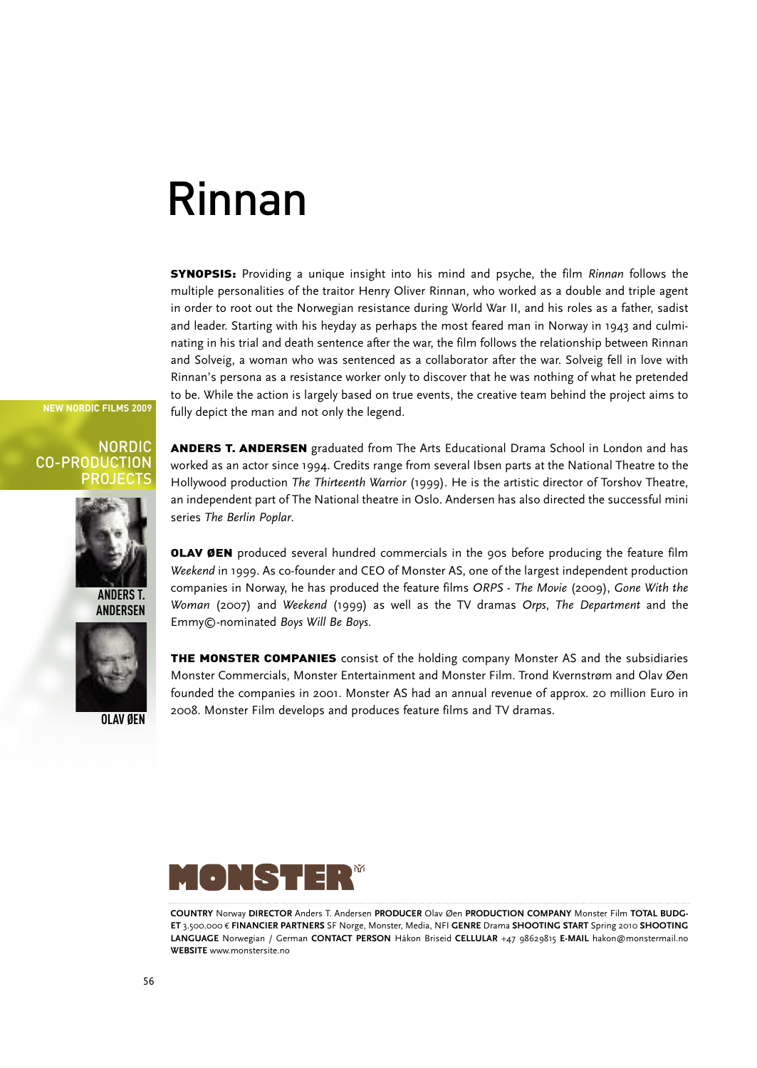# Rinnan

**SYNOPSIS:** Providing a unique insight into his mind and psyche, the film *Rinnan* follows the multiple personalities of the traitor Henry Oliver Rinnan, who worked as a double and triple agent in order to root out the Norwegian resistance during World War II, and his roles as a father, sadist and leader. Starting with his heyday as perhaps the most feared man in Norway in 1943 and culminating in his trial and death sentence after the war, the film follows the relationship between Rinnan and Solveig, a woman who was sentenced as a collaborator after the war. Solveig fell in love with Rinnan's persona as a resistance worker only to discover that he was nothing of what he pretended to be. While the action is largely based on true events, the creative team behind the project aims to fully depict the man and not only the legend.

NEW NORDIC FILMS 2009

NORDIC CO-PRODUCTION PROJECTS

ANDERS T. ANDERSEN

OLAV ØEN

**ANDERS T. ANDERSEN** graduated from The Arts Educational Drama School in London and has worked as an actor since 1994. Credits range from several Ibsen parts at the National Theatre to the Hollywood production *The Thirteenth Warrior* (1999). He is the artistic director of Torshov Theatre, an independent part of The National theatre in Oslo. Andersen has also directed the successful mini series *The Berlin Poplar*.

**OLAV ØEN** produced several hundred commercials in the 90s before producing the feature film *Weekend* in 1999. As co-founder and CEO of Monster AS, one of the largest independent production companies in Norway, he has produced the feature films *ORPS - The Movie* (2009), *Gone With the Woman* (2007) and *Weekend* (1999) as well as the TV dramas *Orps*, *The Department* and the Emmy©-nominated *Boys Will Be Boys*.

**THE MONSTER COMPANIES** consist of the holding company Monster AS and the subsidiaries Monster Commercials, Monster Entertainment and Monster Film. Trond Kvernstrøm and Olav Øen founded the companies in 2001. Monster AS had an annual revenue of approx. 20 million Euro in 2008. Monster Film develops and produces feature films and TV dramas.

MONSTER

**COUNTRY** Norway **DIRECTOR** Anders T. Andersen **PRODUCER** Olav Øen **PRODUCTION COMPANY** Monster Film **TOTAL BUDGET** 3.500.000 € **FINANCIER PARTNERS** SF Norge, Monster, Media, NFI **GENRE** Drama **SHOOTING START** Spring 2010 **SHOOTING LANGUAGE** Norwegian / German **CONTACT PERSON** Håkon Briseid **CELLULAR** +47 98629815 **E-MAIL** hakon@monstermail.no **WEBSITE** www.monstersite.no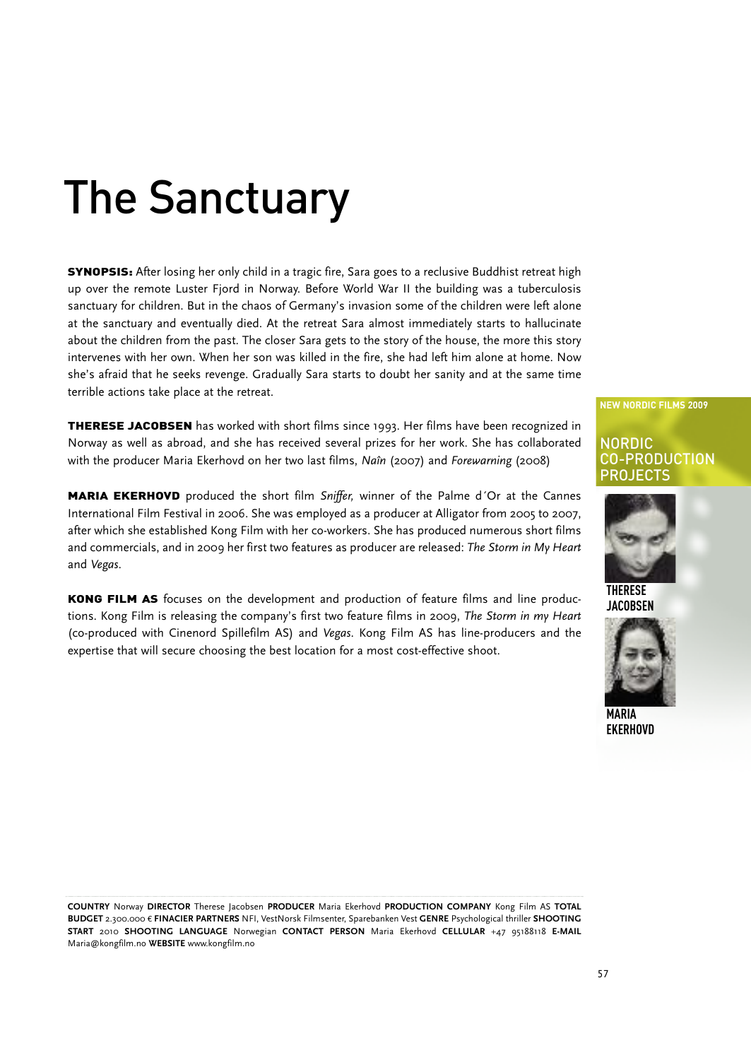# The Sanctuary

**SYNOPSIS:** After losing her only child in a tragic fire, Sara goes to a reclusive Buddhist retreat high up over the remote Luster Fjord in Norway. Before World War II the building was a tuberculosis sanctuary for children. But in the chaos of Germany's invasion some of the children were left alone at the sanctuary and eventually died. At the retreat Sara almost immediately starts to hallucinate about the children from the past. The closer Sara gets to the story of the house, the more this story intervenes with her own. When her son was killed in the fire, she had left him alone at home. Now she's afraid that he seeks revenge. Gradually Sara starts to doubt her sanity and at the same time terrible actions take place at the retreat.

**THERESE JACOBSEN** has worked with short films since 1993. Her films have been recognized in Norway as well as abroad, and she has received several prizes for her work. She has collaborated with the producer Maria Ekerhovd on her two last films, *Naîn* (2007) and *Forewarning* (2008)

**MARIA EKERHOVD** produced the short film *Sniffer,* winner of the Palme d´Or at the Cannes International Film Festival in 2006. She was employed as a producer at Alligator from 2005 to 2007, after which she established Kong Film with her co-workers. She has produced numerous short films and commercials, and in 2009 her first two features as producer are released: *The Storm in My Heart* and *Vegas*.

**KONG FILM AS** focuses on the development and production of feature films and line productions. Kong Film is releasing the company's first two feature films in 2009, *The Storm in my Heart* (co-produced with Cinenord Spillefilm AS) and *Vegas*. Kong Film AS has line-producers and the expertise that will secure choosing the best location for a most cost-effective shoot.

NEW NORDIC FILMS 2009

NORDIC CO-PRODUCTION PROJECTS

THERESE JACOBSEN

MARIA EKERHOVD

**COUNTRY** Norway **DIRECTOR** Therese Jacobsen **PRODUCER** Maria Ekerhovd **PRODUCTION COMPANY** Kong Film AS **TOTAL BUDGET** 2.300.000 € **FINACIER PARTNERS** NFI, VestNorsk Filmsenter, Sparebanken Vest **GENRE** Psychological thriller **SHOOTING START** 2010 **SHOOTING LANGUAGE** Norwegian **CONTACT PERSON** Maria Ekerhovd **CELLULAR** +47 95188118 **E-MAIL** Maria@kongfilm.no **WEBSITE** www.kongfilm.no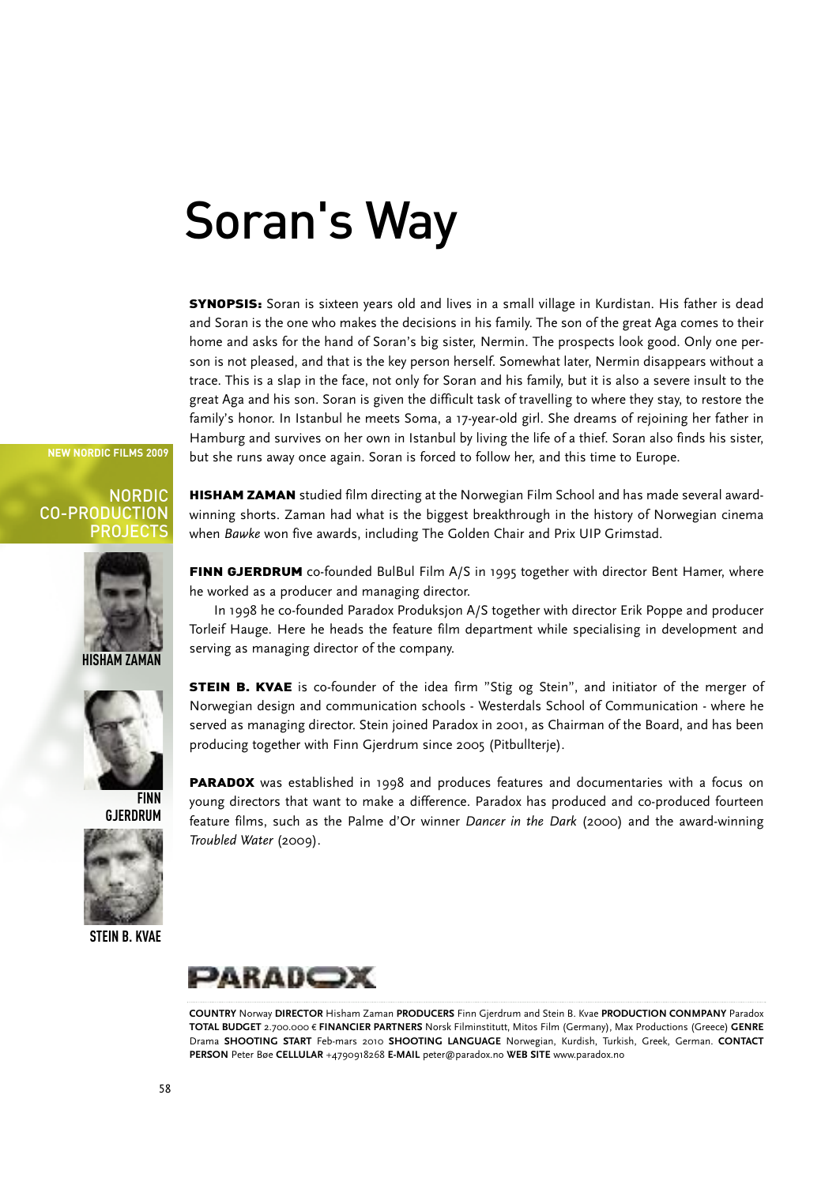NEW NORDIC FILMS 2009

NORDIC CO-PRODUCTION PROJECTS

# Soran's Way

**SYNOPSIS:** Soran is sixteen years old and lives in a small village in Kurdistan. His father is dead and Soran is the one who makes the decisions in his family. The son of the great Aga comes to their home and asks for the hand of Soran's big sister, Nermin. The prospects look good. Only one person is not pleased, and that is the key person herself. Somewhat later, Nermin disappears without a trace. This is a slap in the face, not only for Soran and his family, but it is also a severe insult to the great Aga and his son. Soran is given the difficult task of travelling to where they stay, to restore the family's honor. In Istanbul he meets Soma, a 17-year-old girl. She dreams of rejoining her father in Hamburg and survives on her own in Istanbul by living the life of a thief. Soran also finds his sister, but she runs away once again. Soran is forced to follow her, and this time to Europe.

HISHAM ZAMAN

**HISHAM ZAMAN** studied film directing at the Norwegian Film School and has made several award-winning shorts. Zaman had what is the biggest breakthrough in the history of Norwegian cinema when *Bawke* won five awards, including The Golden Chair and Prix UIP Grimstad.

FINN GJERDRUM

**FINN GJERDRUM** co-founded BulBul Film A/S in 1995 together with director Bent Hamer, where he worked as a producer and managing director.

In 1998 he co-founded Paradox Produksjon A/S together with director Erik Poppe and producer Torleif Hauge. Here he heads the feature film department while specialising in development and serving as managing director of the company.

STEIN B. KVAE

**STEIN B. KVAE** is co-founder of the idea firm "Stig og Stein", and initiator of the merger of Norwegian design and communication schools - Westerdals School of Communication - where he served as managing director. Stein joined Paradox in 2001, as Chairman of the Board, and has been producing together with Finn Gjerdrum since 2005 (Pitbullterje).

**PARADOX** was established in 1998 and produces features and documentaries with a focus on young directors that want to make a difference. Paradox has produced and co-produced fourteen feature films, such as the Palme d'Or winner *Dancer in the Dark* (2000) and the award-winning *Troubled Water* (2009).

PARADOX

**COUNTRY** Norway **DIRECTOR** Hisham Zaman **PRODUCERS** Finn Gjerdrum and Stein B. Kvae **PRODUCTION CONMPANY** Paradox **TOTAL BUDGET** 2.700.000 € **FINANCIER PARTNERS** Norsk Filminstitutt, Mitos Film (Germany), Max Productions (Greece) **GENRE** Drama **SHOOTING START** Feb-mars 2010 **SHOOTING LANGUAGE** Norwegian, Kurdish, Turkish, Greek, German. **CONTACT PERSON** Peter Bøe **CELLULAR** +4790918268 **E-MAIL** peter@paradox.no **WEB SITE** www.paradox.no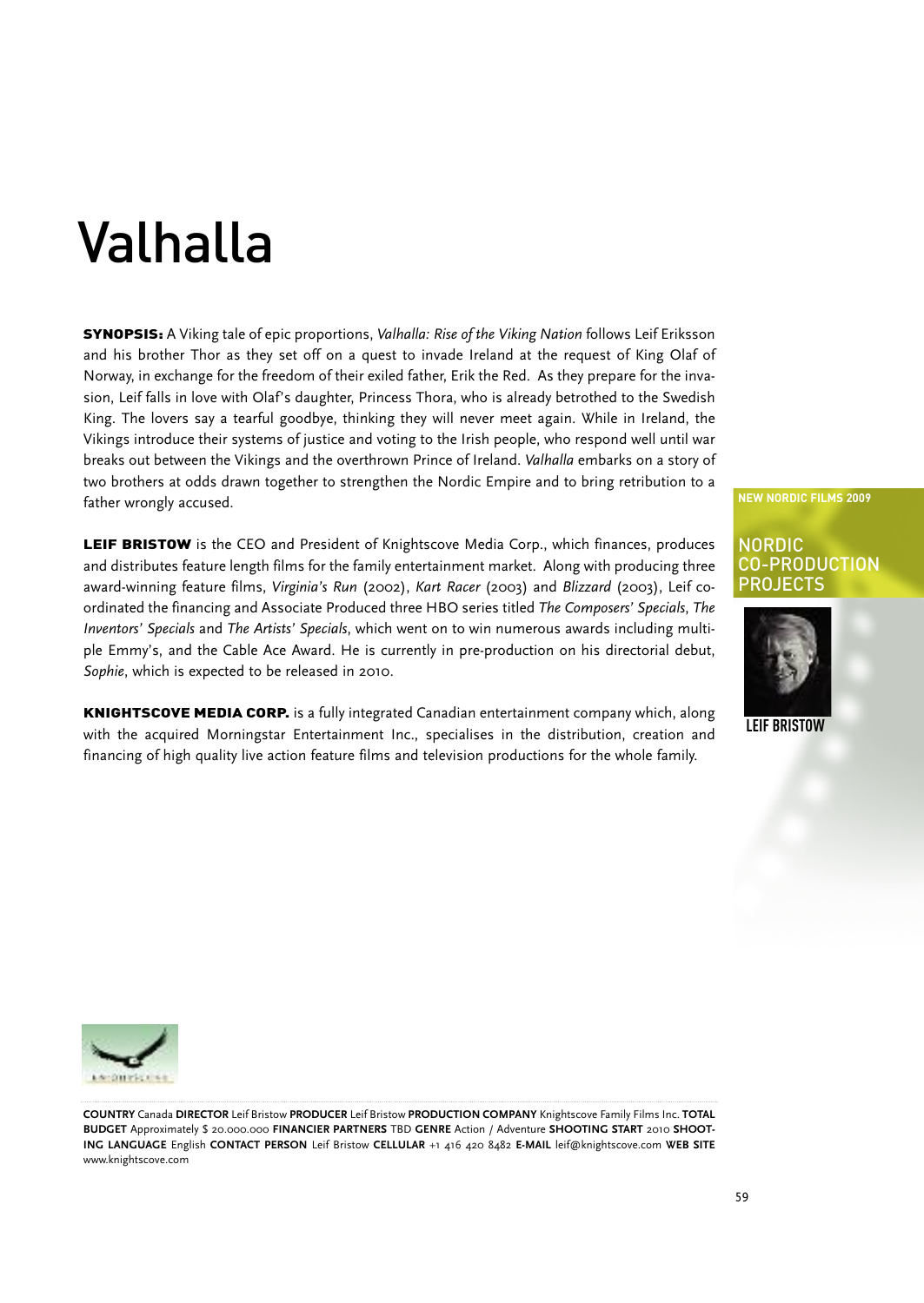# Valhalla

**SYNOPSIS:** A Viking tale of epic proportions, *Valhalla: Rise of the Viking Nation* follows Leif Eriksson and his brother Thor as they set off on a quest to invade Ireland at the request of King Olaf of Norway, in exchange for the freedom of their exiled father, Erik the Red. As they prepare for the invasion, Leif falls in love with Olaf's daughter, Princess Thora, who is already betrothed to the Swedish King. The lovers say a tearful goodbye, thinking they will never meet again. While in Ireland, the Vikings introduce their systems of justice and voting to the Irish people, who respond well until war breaks out between the Vikings and the overthrown Prince of Ireland. *Valhalla* embarks on a story of two brothers at odds drawn together to strengthen the Nordic Empire and to bring retribution to a father wrongly accused.

**LEIF BRISTOW** is the CEO and President of Knightscove Media Corp., which finances, produces and distributes feature length films for the family entertainment market. Along with producing three award-winning feature films, *Virginia's Run* (2002), *Kart Racer* (2003) and *Blizzard* (2003), Leif coordinated the financing and Associate Produced three HBO series titled *The Composers' Specials*, *The Inventors' Specials* and *The Artists' Specials*, which went on to win numerous awards including multiple Emmy's, and the Cable Ace Award. He is currently in pre-production on his directorial debut, *Sophie*, which is expected to be released in 2010.

**KNIGHTSCOVE MEDIA CORP.** is a fully integrated Canadian entertainment company which, along with the acquired Morningstar Entertainment Inc., specialises in the distribution, creation and financing of high quality live action feature films and television productions for the whole family.

NEW NORDIC FILMS 2009

NORDIC CO-PRODUCTION PROJECTS

LEIF BRISTOW

**COUNTRY** Canada **DIRECTOR** Leif Bristow **PRODUCER** Leif Bristow **PRODUCTION COMPANY** Knightscove Family Films Inc. **TOTAL BUDGET** Approximately $ 20.000.000 **FINANCIER PARTNERS** TBD **GENRE** Action / Adventure **SHOOTING START** 2010 **SHOOTING LANGUAGE** English **CONTACT PERSON** Leif Bristow **CELLULAR** +1 416 420 8482 **E-MAIL** leif@knightscove.com **WEB SITE** www.knightscove.com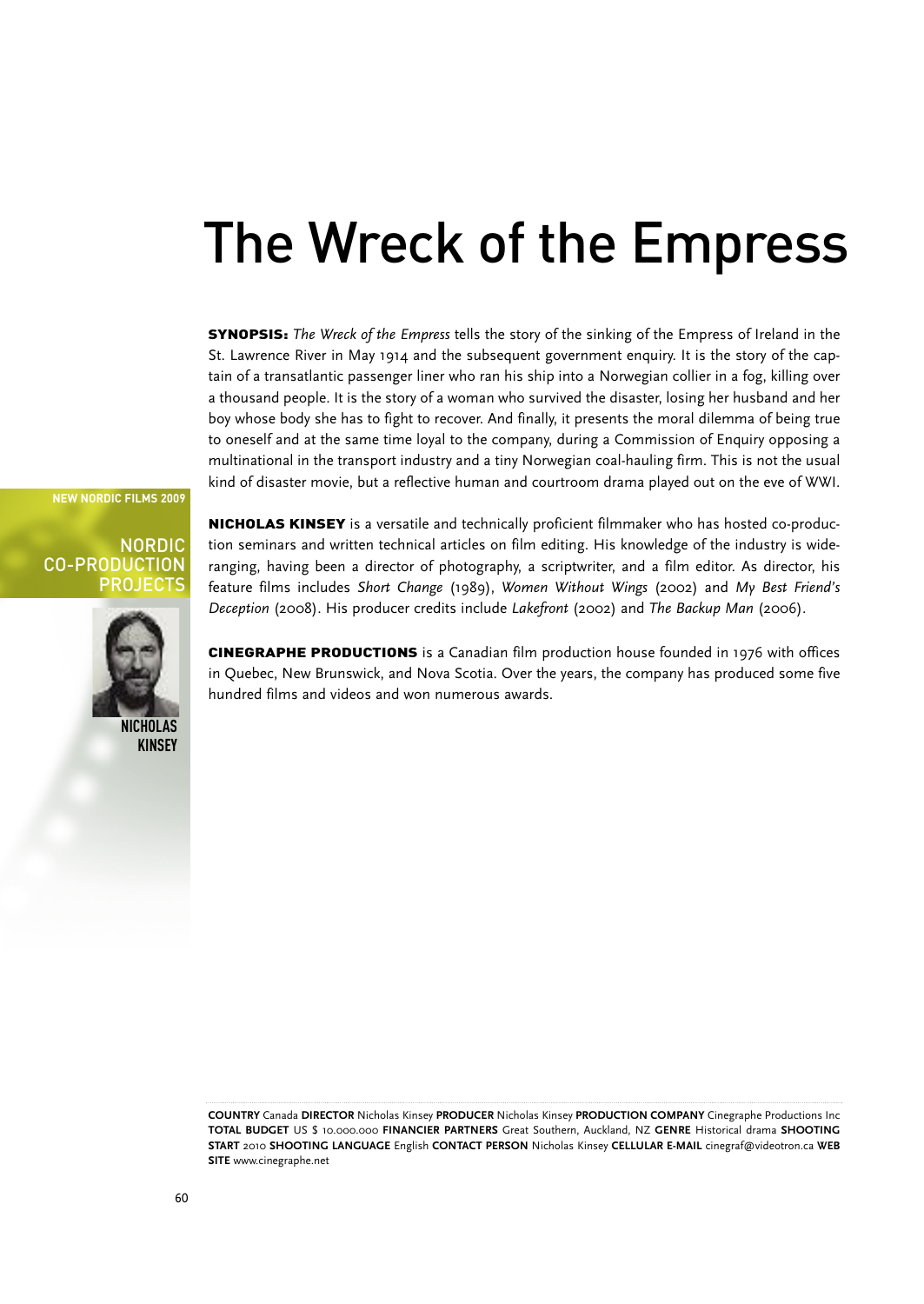# The Wreck of the Empress

**SYNOPSIS:** *The Wreck of the Empress* tells the story of the sinking of the Empress of Ireland in the St. Lawrence River in May 1914 and the subsequent government enquiry. It is the story of the captain of a transatlantic passenger liner who ran his ship into a Norwegian collier in a fog, killing over a thousand people. It is the story of a woman who survived the disaster, losing her husband and her boy whose body she has to fight to recover. And finally, it presents the moral dilemma of being true to oneself and at the same time loyal to the company, during a Commission of Enquiry opposing a multinational in the transport industry and a tiny Norwegian coal-hauling firm. This is not the usual kind of disaster movie, but a reflective human and courtroom drama played out on the eve of WWI.

NEW NORDIC FILMS 2009

NORDIC CO-PRODUCTION PROJECTS

NICHOLAS KINSEY

**NICHOLAS KINSEY** is a versatile and technically proficient filmmaker who has hosted co-production seminars and written technical articles on film editing. His knowledge of the industry is wide-ranging, having been a director of photography, a scriptwriter, and a film editor. As director, his feature films includes *Short Change* (1989), *Women Without Wings* (2002) and *My Best Friend's Deception* (2008). His producer credits include *Lakefront* (2002) and *The Backup Man* (2006).

**CINEGRAPHE PRODUCTIONS** is a Canadian film production house founded in 1976 with offices in Quebec, New Brunswick, and Nova Scotia. Over the years, the company has produced some five hundred films and videos and won numerous awards.

**COUNTRY** Canada **DIRECTOR** Nicholas Kinsey **PRODUCER** Nicholas Kinsey **PRODUCTION COMPANY** Cinegraphe Productions Inc **TOTAL BUDGET** US $ 10.000.000 **FINANCIER PARTNERS** Great Southern, Auckland, NZ **GENRE** Historical drama **SHOOTING START** 2010 **SHOOTING LANGUAGE** English **CONTACT PERSON** Nicholas Kinsey **CELLULAR E-MAIL** cinegraf@videotron.ca **WEB SITE** www.cinegraphe.net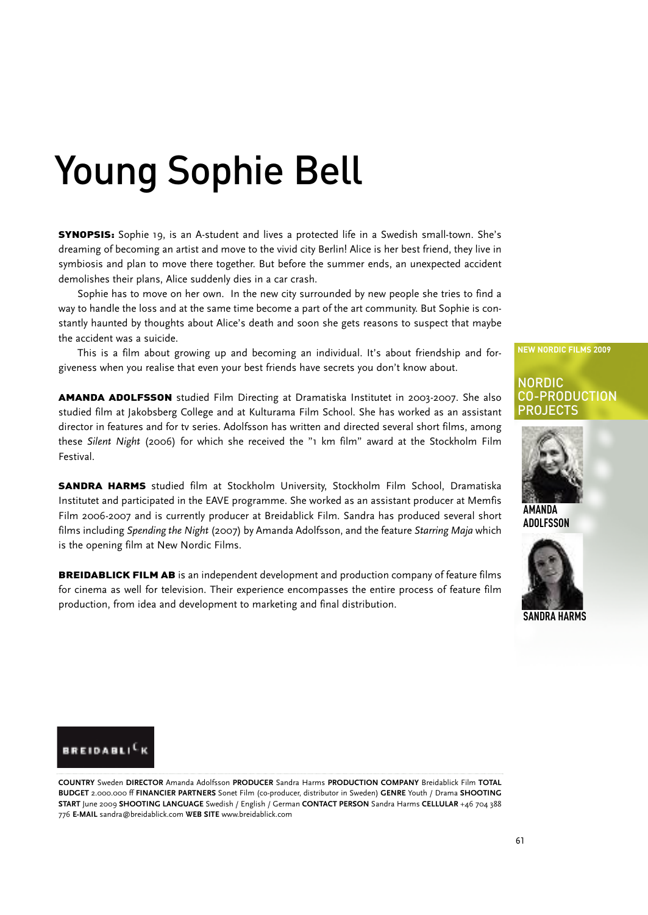# Young Sophie Bell

**SYNOPSIS:** Sophie 19, is an A-student and lives a protected life in a Swedish small-town. She's dreaming of becoming an artist and move to the vivid city Berlin! Alice is her best friend, they live in symbiosis and plan to move there together. But before the summer ends, an unexpected accident demolishes their plans, Alice suddenly dies in a car crash.

Sophie has to move on her own. In the new city surrounded by new people she tries to find a way to handle the loss and at the same time become a part of the art community. But Sophie is constantly haunted by thoughts about Alice's death and soon she gets reasons to suspect that maybe the accident was a suicide.

This is a film about growing up and becoming an individual. It's about friendship and forgiveness when you realise that even your best friends have secrets you don't know about.

**AMANDA ADOLFSSON** studied Film Directing at Dramatiska Institutet in 2003-2007. She also studied film at Jakobsberg College and at Kulturama Film School. She has worked as an assistant director in features and for tv series. Adolfsson has written and directed several short films, among these *Silent Night* (2006) for which she received the "1 km film" award at the Stockholm Film Festival.

**SANDRA HARMS** studied film at Stockholm University, Stockholm Film School, Dramatiska Institutet and participated in the EAVE programme. She worked as an assistant producer at Memfis Film 2006-2007 and is currently producer at Breidablick Film. Sandra has produced several short films including *Spending the Night* (2007) by Amanda Adolfsson, and the feature *Starring Maja* which is the opening film at New Nordic Films.

**BREIDABLICK FILM AB** is an independent development and production company of feature films for cinema as well for television. Their experience encompasses the entire process of feature film production, from idea and development to marketing and final distribution.

**NEW NORDIC FILMS 2009**

NORDIC CO-PRODUCTION PROJECTS

**AMANDA ADOLFSSON**

**SANDRA HARMS**

BREIDABLICK

**COUNTRY** Sweden **DIRECTOR** Amanda Adolfsson **PRODUCER** Sandra Harms **PRODUCTION COMPANY** Breidablick Film **TOTAL BUDGET** 2.000.000 ff **FINANCIER PARTNERS** Sonet Film (co-producer, distributor in Sweden) **GENRE** Youth / Drama **SHOOTING START** June 2009 **SHOOTING LANGUAGE** Swedish / English / German **CONTACT PERSON** Sandra Harms **CELLULAR** +46 704 388 776 **E-MAIL** sandra@breidablick.com **WEB SITE** www.breidablick.com